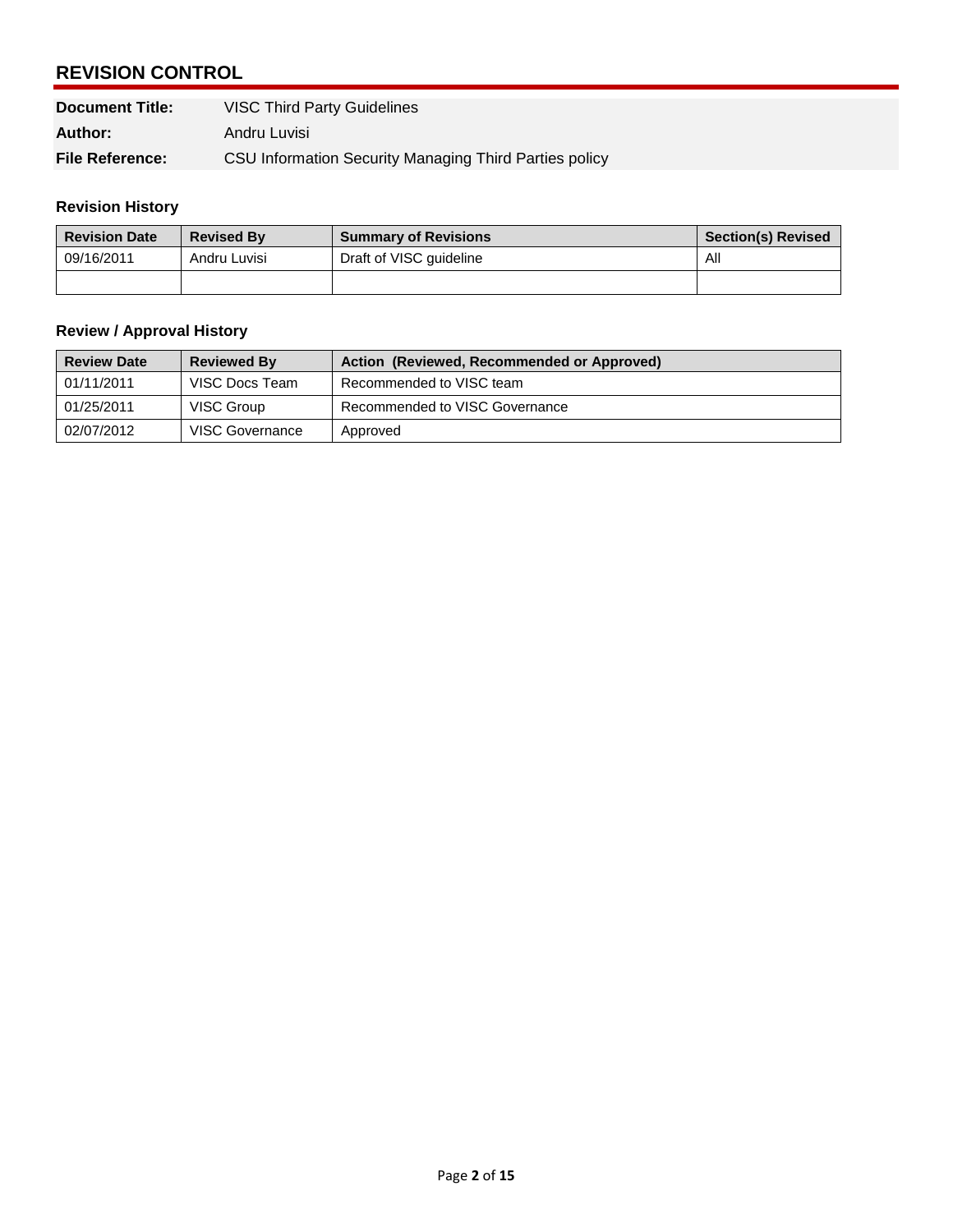## REVISION CONTROL

| | |
|---|---|
| **Document Title:** | VISC Third Party Guidelines |
| **Author:** | Andru Luvisi |
| **File Reference:** | CSU Information Security Managing Third Parties policy |

### Revision History

| Revision Date | Revised By | Summary of Revisions | Section(s) Revised |
|---|---|---|---|
| 09/16/2011 | Andru Luvisi | Draft of VISC guideline | All |
| | | | |

### Review / Approval History

| Review Date | Reviewed By | Action (Reviewed, Recommended or Approved) |
|---|---|---|
| 01/11/2011 | VISC Docs Team | Recommended to VISC team |
| 01/25/2011 | VISC Group | Recommended to VISC Governance |
| 02/07/2012 | VISC Governance | Approved |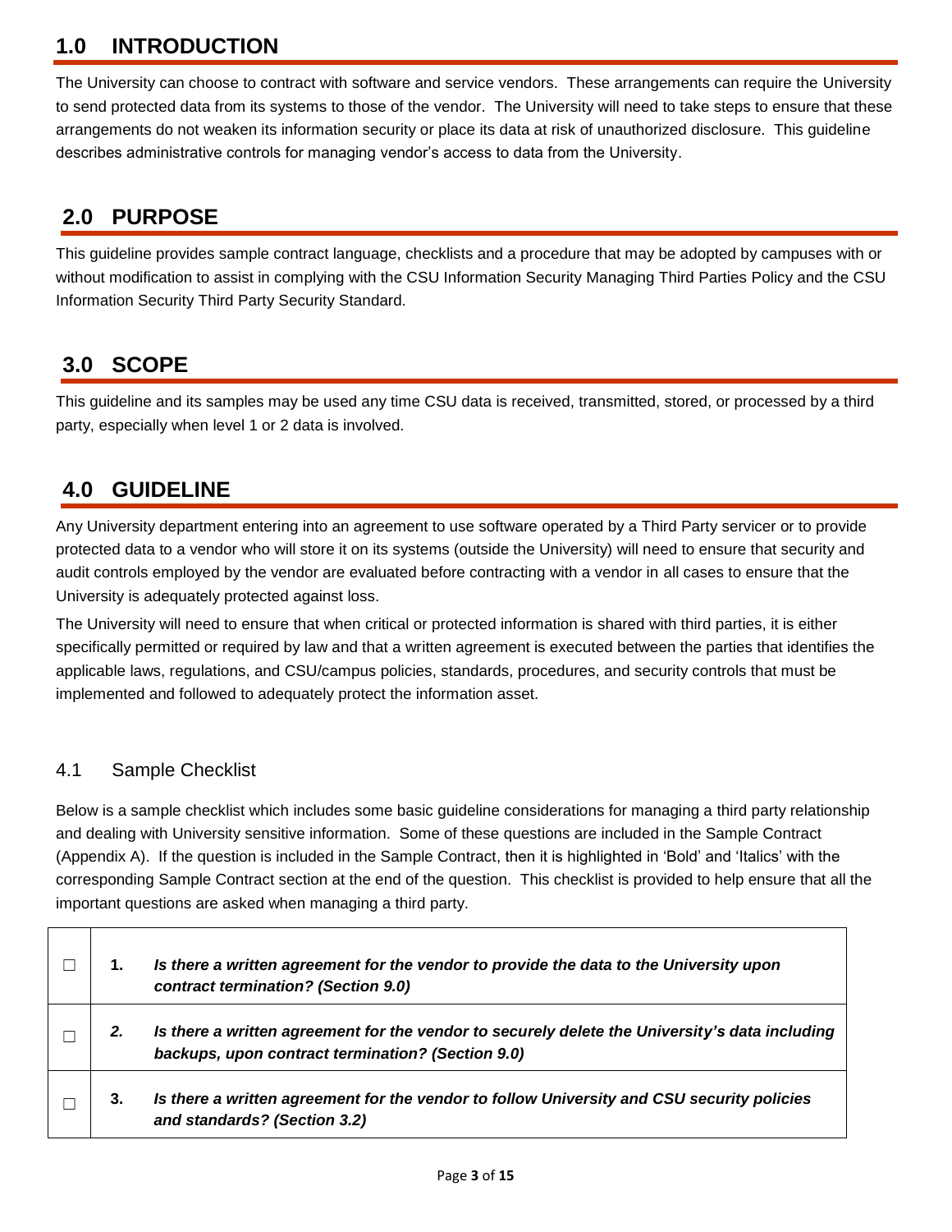# 1.0 INTRODUCTION

The University can choose to contract with software and service vendors. These arrangements can require the University to send protected data from its systems to those of the vendor. The University will need to take steps to ensure that these arrangements do not weaken its information security or place its data at risk of unauthorized disclosure. This guideline describes administrative controls for managing vendor's access to data from the University.

# 2.0 PURPOSE

This guideline provides sample contract language, checklists and a procedure that may be adopted by campuses with or without modification to assist in complying with the CSU Information Security Managing Third Parties Policy and the CSU Information Security Third Party Security Standard.

# 3.0 SCOPE

This guideline and its samples may be used any time CSU data is received, transmitted, stored, or processed by a third party, especially when level 1 or 2 data is involved.

# 4.0 GUIDELINE

Any University department entering into an agreement to use software operated by a Third Party servicer or to provide protected data to a vendor who will store it on its systems (outside the University) will need to ensure that security and audit controls employed by the vendor are evaluated before contracting with a vendor in all cases to ensure that the University is adequately protected against loss.

The University will need to ensure that when critical or protected information is shared with third parties, it is either specifically permitted or required by law and that a written agreement is executed between the parties that identifies the applicable laws, regulations, and CSU/campus policies, standards, procedures, and security controls that must be implemented and followed to adequately protect the information asset.

## 4.1 Sample Checklist

Below is a sample checklist which includes some basic guideline considerations for managing a third party relationship and dealing with University sensitive information. Some of these questions are included in the Sample Contract (Appendix A). If the question is included in the Sample Contract, then it is highlighted in 'Bold' and 'Italics' with the corresponding Sample Contract section at the end of the question. This checklist is provided to help ensure that all the important questions are asked when managing a third party.

| ☐ | 1. | ***Is there a written agreement for the vendor to provide the data to the University upon contract termination? (Section 9.0)*** |
|---|---|---|
| ☐ | *2.* | ***Is there a written agreement for the vendor to securely delete the University's data including backups, upon contract termination? (Section 9.0)*** |
| ☐ | 3. | ***Is there a written agreement for the vendor to follow University and CSU security policies and standards? (Section 3.2)*** |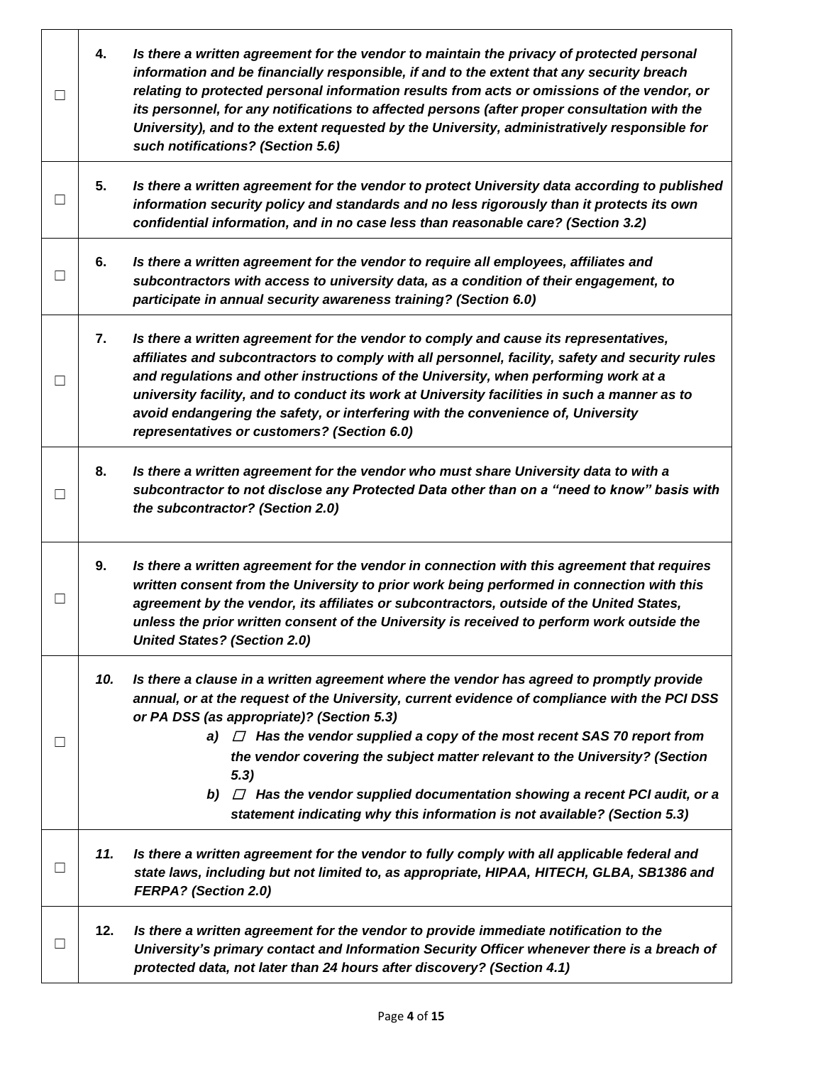| | |
|---|---|
| ☐ | **4.** ***Is there a written agreement for the vendor to maintain the privacy of protected personal information and be financially responsible, if and to the extent that any security breach relating to protected personal information results from acts or omissions of the vendor, or its personnel, for any notifications to affected persons (after proper consultation with the University), and to the extent requested by the University, administratively responsible for such notifications? (Section 5.6)*** |
| ☐ | **5.** ***Is there a written agreement for the vendor to protect University data according to published information security policy and standards and no less rigorously than it protects its own confidential information, and in no case less than reasonable care? (Section 3.2)*** |
| ☐ | **6.** ***Is there a written agreement for the vendor to require all employees, affiliates and subcontractors with access to university data, as a condition of their engagement, to participate in annual security awareness training? (Section 6.0)*** |
| ☐ | **7.** ***Is there a written agreement for the vendor to comply and cause its representatives, affiliates and subcontractors to comply with all personnel, facility, safety and security rules and regulations and other instructions of the University, when performing work at a university facility, and to conduct its work at University facilities in such a manner as to avoid endangering the safety, or interfering with the convenience of, University representatives or customers? (Section 6.0)*** |
| ☐ | **8.** ***Is there a written agreement for the vendor who must share University data to with a subcontractor to not disclose any Protected Data other than on a "need to know" basis with the subcontractor? (Section 2.0)*** |
| ☐ | **9.** ***Is there a written agreement for the vendor in connection with this agreement that requires written consent from the University to prior work being performed in connection with this agreement by the vendor, its affiliates or subcontractors, outside of the United States, unless the prior written consent of the University is received to perform work outside the United States? (Section 2.0)*** |
| ☐ | ***10. Is there a clause in a written agreement where the vendor has agreed to promptly provide annual, or at the request of the University, current evidence of compliance with the PCI DSS or PA DSS (as appropriate)? (Section 5.3)*** <br> ***a) ☐ Has the vendor supplied a copy of the most recent SAS 70 report from the vendor covering the subject matter relevant to the University? (Section 5.3)*** <br> ***b) ☐ Has the vendor supplied documentation showing a recent PCI audit, or a statement indicating why this information is not available? (Section 5.3)*** |
| ☐ | ***11. Is there a written agreement for the vendor to fully comply with all applicable federal and state laws, including but not limited to, as appropriate, HIPAA, HITECH, GLBA, SB1386 and FERPA? (Section 2.0)*** |
| ☐ | **12.** ***Is there a written agreement for the vendor to provide immediate notification to the University's primary contact and Information Security Officer whenever there is a breach of protected data, not later than 24 hours after discovery? (Section 4.1)*** |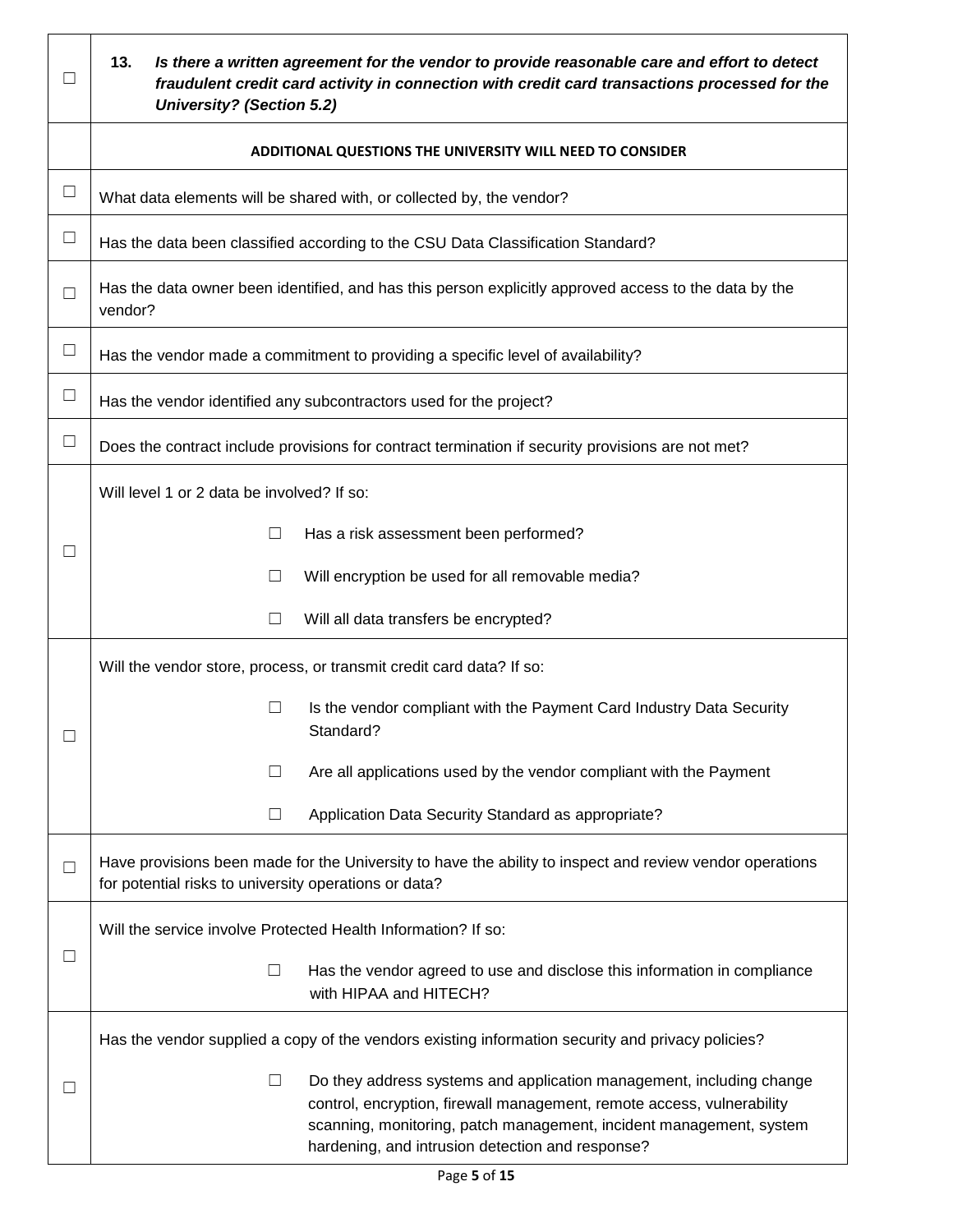| ☐ | **13.** ***Is there a written agreement for the vendor to provide reasonable care and effort to detect fraudulent credit card activity in connection with credit card transactions processed for the University? (Section 5.2)*** |
|---|---|
| | **ADDITIONAL QUESTIONS THE UNIVERSITY WILL NEED TO CONSIDER** |
| ☐ | What data elements will be shared with, or collected by, the vendor? |
| ☐ | Has the data been classified according to the CSU Data Classification Standard? |
| ☐ | Has the data owner been identified, and has this person explicitly approved access to the data by the vendor? |
| ☐ | Has the vendor made a commitment to providing a specific level of availability? |
| ☐ | Has the vendor identified any subcontractors used for the project? |
| ☐ | Does the contract include provisions for contract termination if security provisions are not met? |
| ☐ | Will level 1 or 2 data be involved? If so:<br>☐ Has a risk assessment been performed?<br>☐ Will encryption be used for all removable media?<br>☐ Will all data transfers be encrypted? |
| ☐ | Will the vendor store, process, or transmit credit card data? If so:<br>☐ Is the vendor compliant with the Payment Card Industry Data Security Standard?<br>☐ Are all applications used by the vendor compliant with the Payment<br>☐ Application Data Security Standard as appropriate? |
| ☐ | Have provisions been made for the University to have the ability to inspect and review vendor operations for potential risks to university operations or data? |
| ☐ | Will the service involve Protected Health Information? If so:<br>☐ Has the vendor agreed to use and disclose this information in compliance with HIPAA and HITECH? |
| ☐ | Has the vendor supplied a copy of the vendors existing information security and privacy policies?<br>☐ Do they address systems and application management, including change control, encryption, firewall management, remote access, vulnerability scanning, monitoring, patch management, incident management, system hardening, and intrusion detection and response? |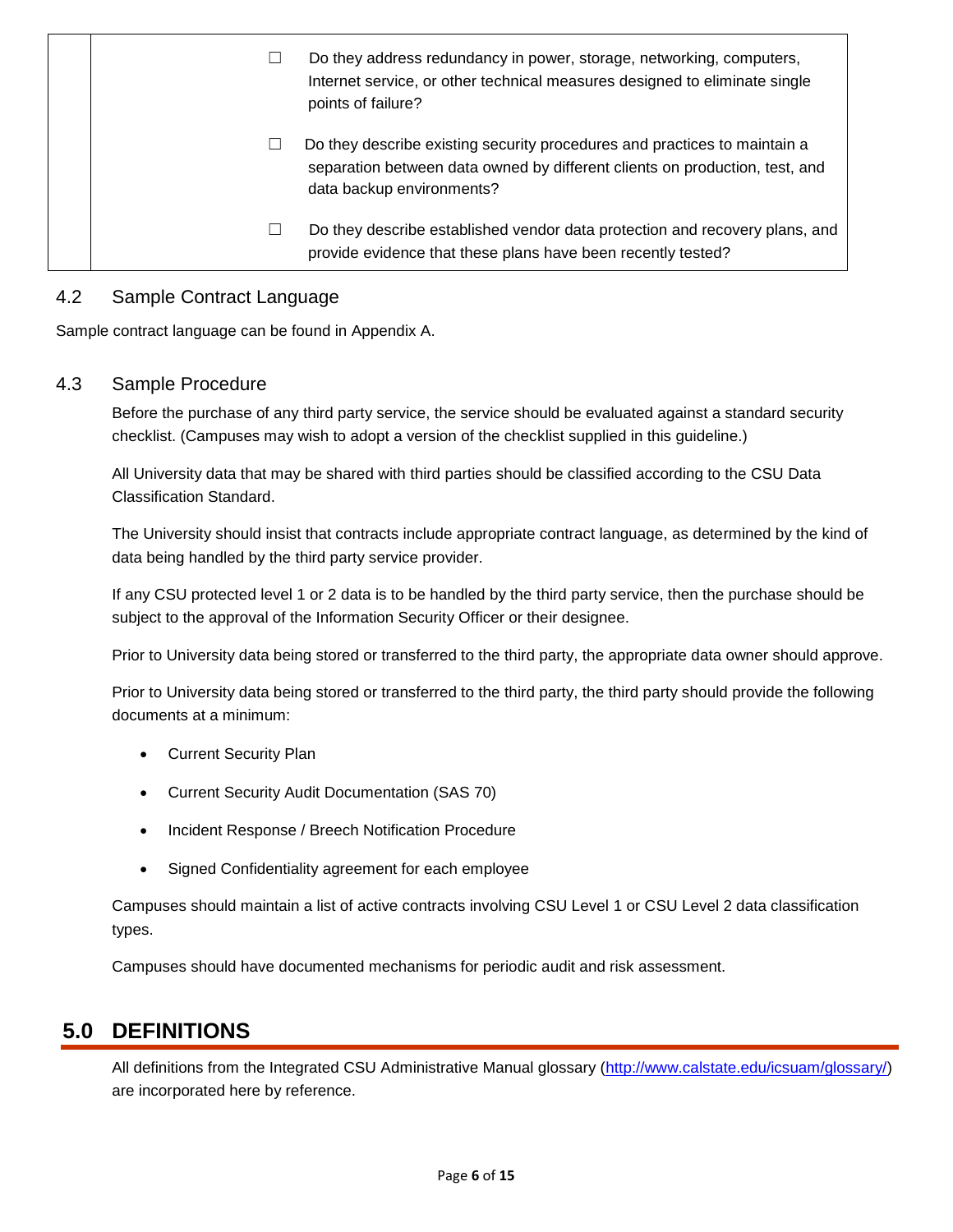| | |
|---|---|
| | ☐ Do they address redundancy in power, storage, networking, computers, Internet service, or other technical measures designed to eliminate single points of failure? |
| | ☐ Do they describe existing security procedures and practices to maintain a separation between data owned by different clients on production, test, and data backup environments? |
| | ☐ Do they describe established vendor data protection and recovery plans, and provide evidence that these plans have been recently tested? |

### 4.2 Sample Contract Language

Sample contract language can be found in Appendix A.

### 4.3 Sample Procedure

Before the purchase of any third party service, the service should be evaluated against a standard security checklist. (Campuses may wish to adopt a version of the checklist supplied in this guideline.)

All University data that may be shared with third parties should be classified according to the CSU Data Classification Standard.

The University should insist that contracts include appropriate contract language, as determined by the kind of data being handled by the third party service provider.

If any CSU protected level 1 or 2 data is to be handled by the third party service, then the purchase should be subject to the approval of the Information Security Officer or their designee.

Prior to University data being stored or transferred to the third party, the appropriate data owner should approve.

Prior to University data being stored or transferred to the third party, the third party should provide the following documents at a minimum:

- Current Security Plan
- Current Security Audit Documentation (SAS 70)
- Incident Response / Breech Notification Procedure
- Signed Confidentiality agreement for each employee

Campuses should maintain a list of active contracts involving CSU Level 1 or CSU Level 2 data classification types.

Campuses should have documented mechanisms for periodic audit and risk assessment.

## 5.0 DEFINITIONS

All definitions from the Integrated CSU Administrative Manual glossary (http://www.calstate.edu/icsuam/glossary/) are incorporated here by reference.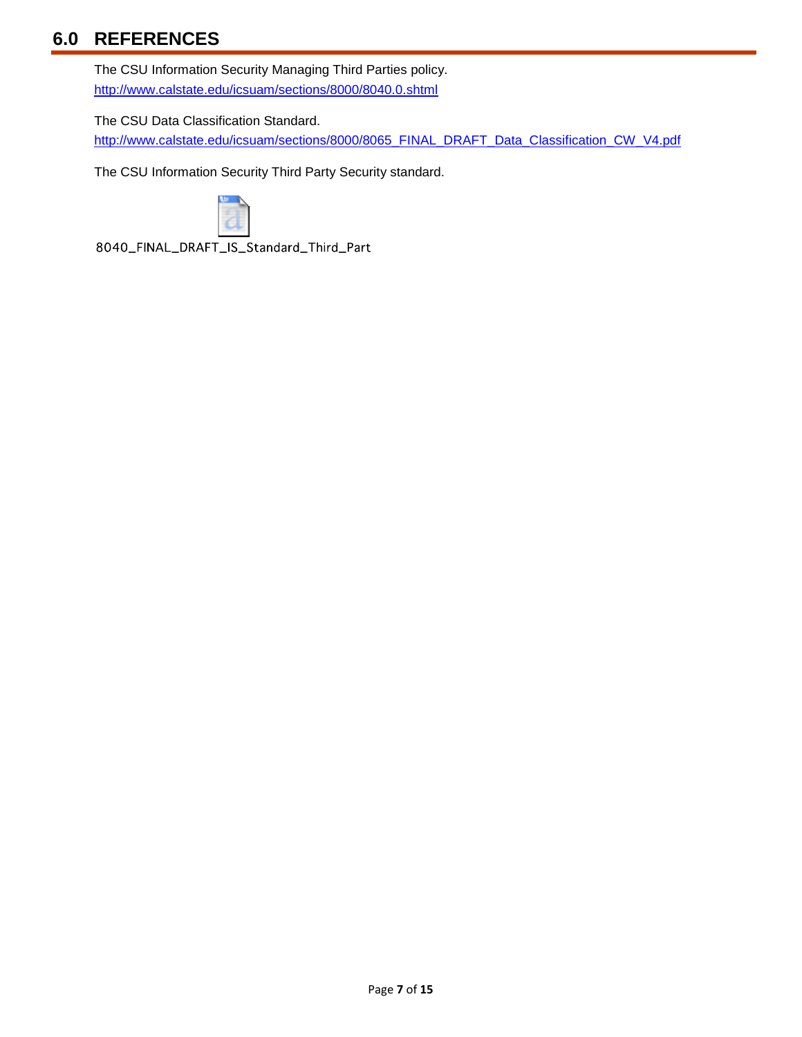## 6.0 REFERENCES

The CSU Information Security Managing Third Parties policy.
http://www.calstate.edu/icsuam/sections/8000/8040.0.shtml

The CSU Data Classification Standard.
http://www.calstate.edu/icsuam/sections/8000/8065_FINAL_DRAFT_Data_Classification_CW_V4.pdf

The CSU Information Security Third Party Security standard.

8040_FINAL_DRAFT_IS_Standard_Third_Part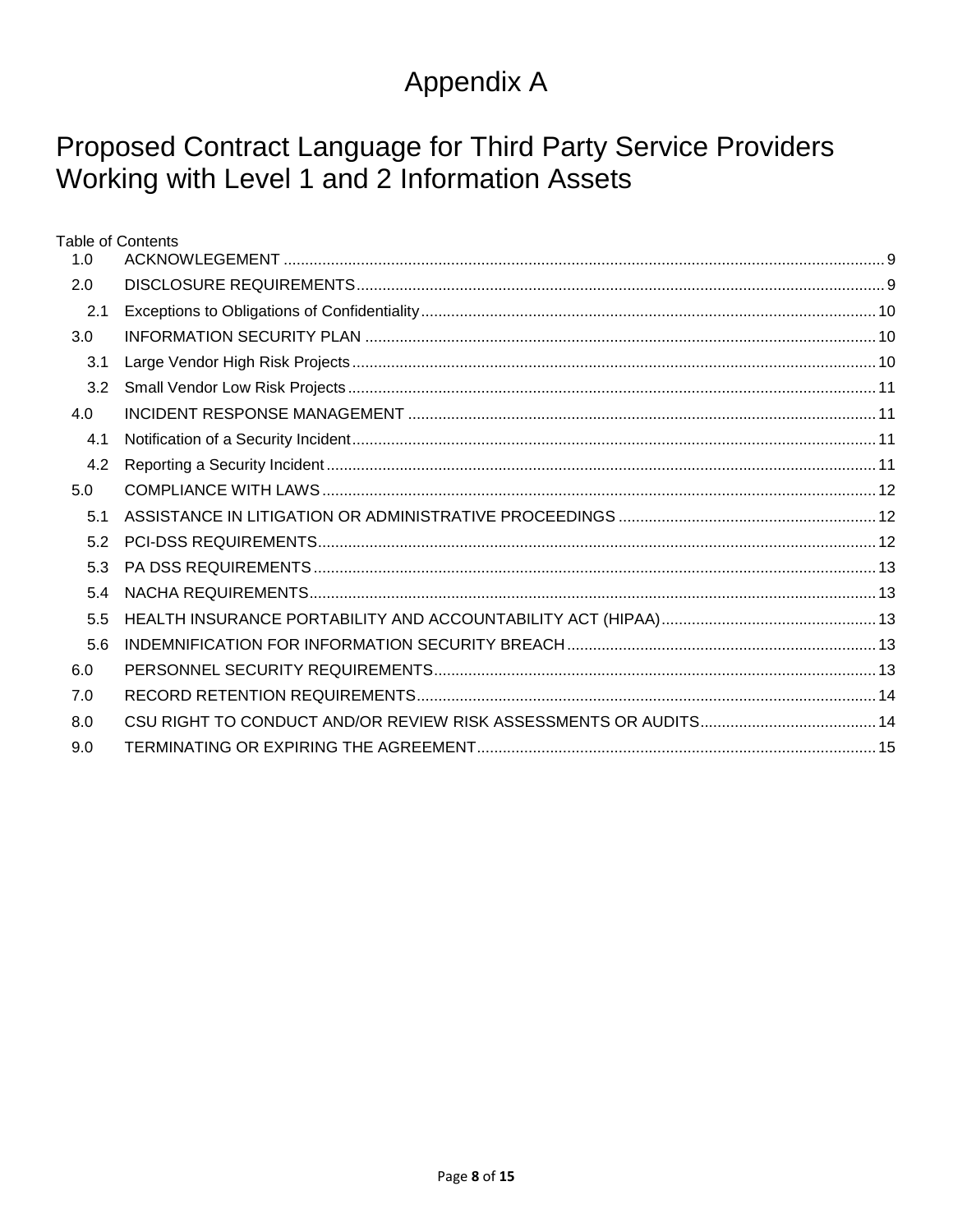# Appendix A

# Proposed Contract Language for Third Party Service Providers Working with Level 1 and 2 Information Assets

Table of Contents

- 1.0 ACKNOWLEDGEMENT ..... 9
- 2.0 DISCLOSURE REQUIREMENTS ..... 9
  - 2.1 Exceptions to Obligations of Confidentiality ..... 10
- 3.0 INFORMATION SECURITY PLAN ..... 10
  - 3.1 Large Vendor High Risk Projects ..... 10
  - 3.2 Small Vendor Low Risk Projects ..... 11
- 4.0 INCIDENT RESPONSE MANAGEMENT ..... 11
  - 4.1 Notification of a Security Incident ..... 11
  - 4.2 Reporting a Security Incident ..... 11
- 5.0 COMPLIANCE WITH LAWS ..... 12
  - 5.1 ASSISTANCE IN LITIGATION OR ADMINISTRATIVE PROCEEDINGS ..... 12
  - 5.2 PCI-DSS REQUIREMENTS ..... 12
  - 5.3 PA DSS REQUIREMENTS ..... 13
  - 5.4 NACHA REQUIREMENTS ..... 13
  - 5.5 HEALTH INSURANCE PORTABILITY AND ACCOUNTABILITY ACT (HIPAA) ..... 13
  - 5.6 INDEMNIFICATION FOR INFORMATION SECURITY BREACH ..... 13
- 6.0 PERSONNEL SECURITY REQUIREMENTS ..... 13
- 7.0 RECORD RETENTION REQUIREMENTS ..... 14
- 8.0 CSU RIGHT TO CONDUCT AND/OR REVIEW RISK ASSESSMENTS OR AUDITS ..... 14
- 9.0 TERMINATING OR EXPIRING THE AGREEMENT ..... 15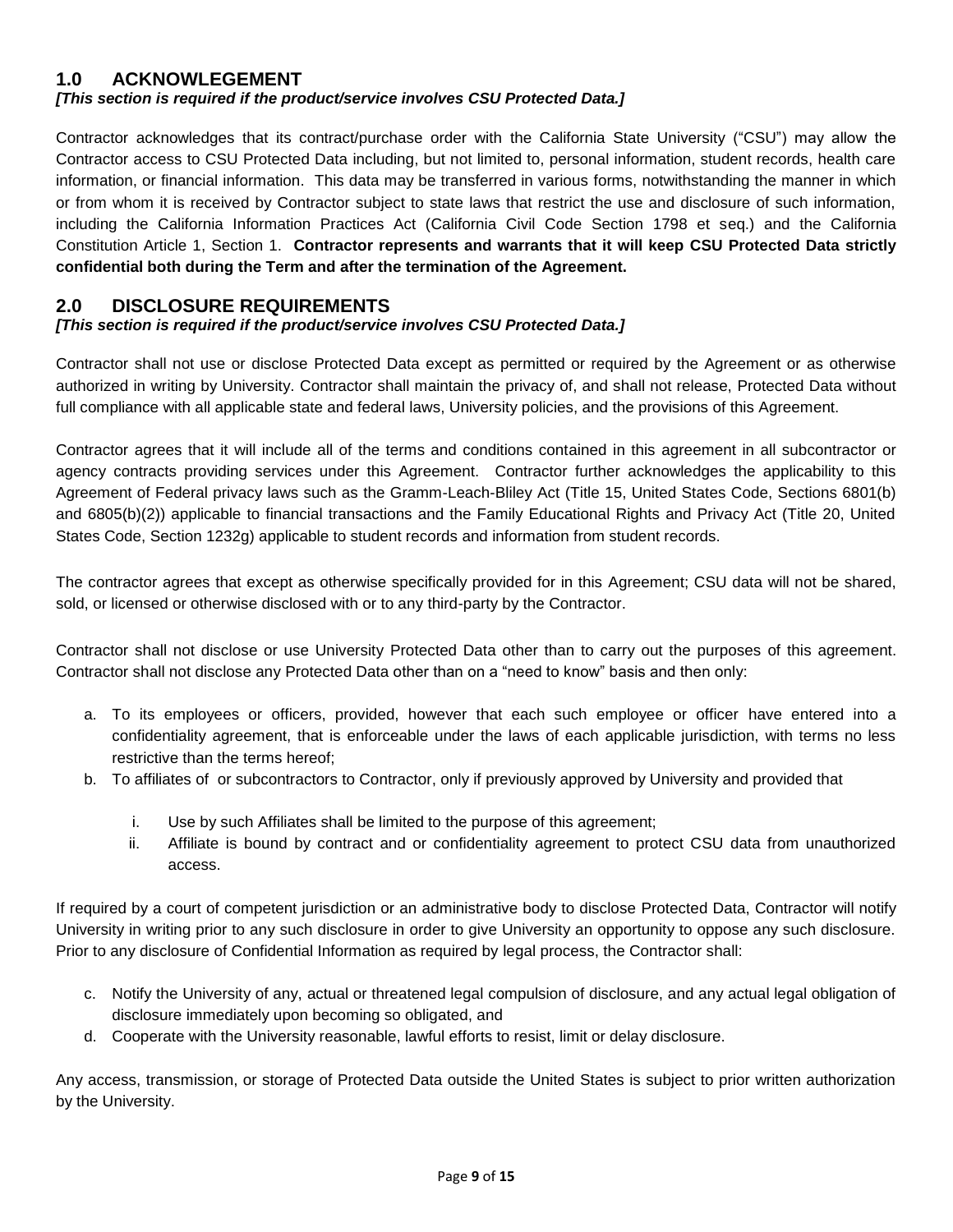## 1.0 ACKNOWLEGEMENT

***[This section is required if the product/service involves CSU Protected Data.]***

Contractor acknowledges that its contract/purchase order with the California State University ("CSU") may allow the Contractor access to CSU Protected Data including, but not limited to, personal information, student records, health care information, or financial information. This data may be transferred in various forms, notwithstanding the manner in which or from whom it is received by Contractor subject to state laws that restrict the use and disclosure of such information, including the California Information Practices Act (California Civil Code Section 1798 et seq.) and the California Constitution Article 1, Section 1. **Contractor represents and warrants that it will keep CSU Protected Data strictly confidential both during the Term and after the termination of the Agreement.**

## 2.0 DISCLOSURE REQUIREMENTS

***[This section is required if the product/service involves CSU Protected Data.]***

Contractor shall not use or disclose Protected Data except as permitted or required by the Agreement or as otherwise authorized in writing by University. Contractor shall maintain the privacy of, and shall not release, Protected Data without full compliance with all applicable state and federal laws, University policies, and the provisions of this Agreement.

Contractor agrees that it will include all of the terms and conditions contained in this agreement in all subcontractor or agency contracts providing services under this Agreement. Contractor further acknowledges the applicability to this Agreement of Federal privacy laws such as the Gramm-Leach-Bliley Act (Title 15, United States Code, Sections 6801(b) and 6805(b)(2)) applicable to financial transactions and the Family Educational Rights and Privacy Act (Title 20, United States Code, Section 1232g) applicable to student records and information from student records.

The contractor agrees that except as otherwise specifically provided for in this Agreement; CSU data will not be shared, sold, or licensed or otherwise disclosed with or to any third-party by the Contractor.

Contractor shall not disclose or use University Protected Data other than to carry out the purposes of this agreement. Contractor shall not disclose any Protected Data other than on a "need to know" basis and then only:

a. To its employees or officers, provided, however that each such employee or officer have entered into a confidentiality agreement, that is enforceable under the laws of each applicable jurisdiction, with terms no less restrictive than the terms hereof;
b. To affiliates of or subcontractors to Contractor, only if previously approved by University and provided that
    i. Use by such Affiliates shall be limited to the purpose of this agreement;
    ii. Affiliate is bound by contract and or confidentiality agreement to protect CSU data from unauthorized access.

If required by a court of competent jurisdiction or an administrative body to disclose Protected Data, Contractor will notify University in writing prior to any such disclosure in order to give University an opportunity to oppose any such disclosure. Prior to any disclosure of Confidential Information as required by legal process, the Contractor shall:

c. Notify the University of any, actual or threatened legal compulsion of disclosure, and any actual legal obligation of disclosure immediately upon becoming so obligated, and
d. Cooperate with the University reasonable, lawful efforts to resist, limit or delay disclosure.

Any access, transmission, or storage of Protected Data outside the United States is subject to prior written authorization by the University.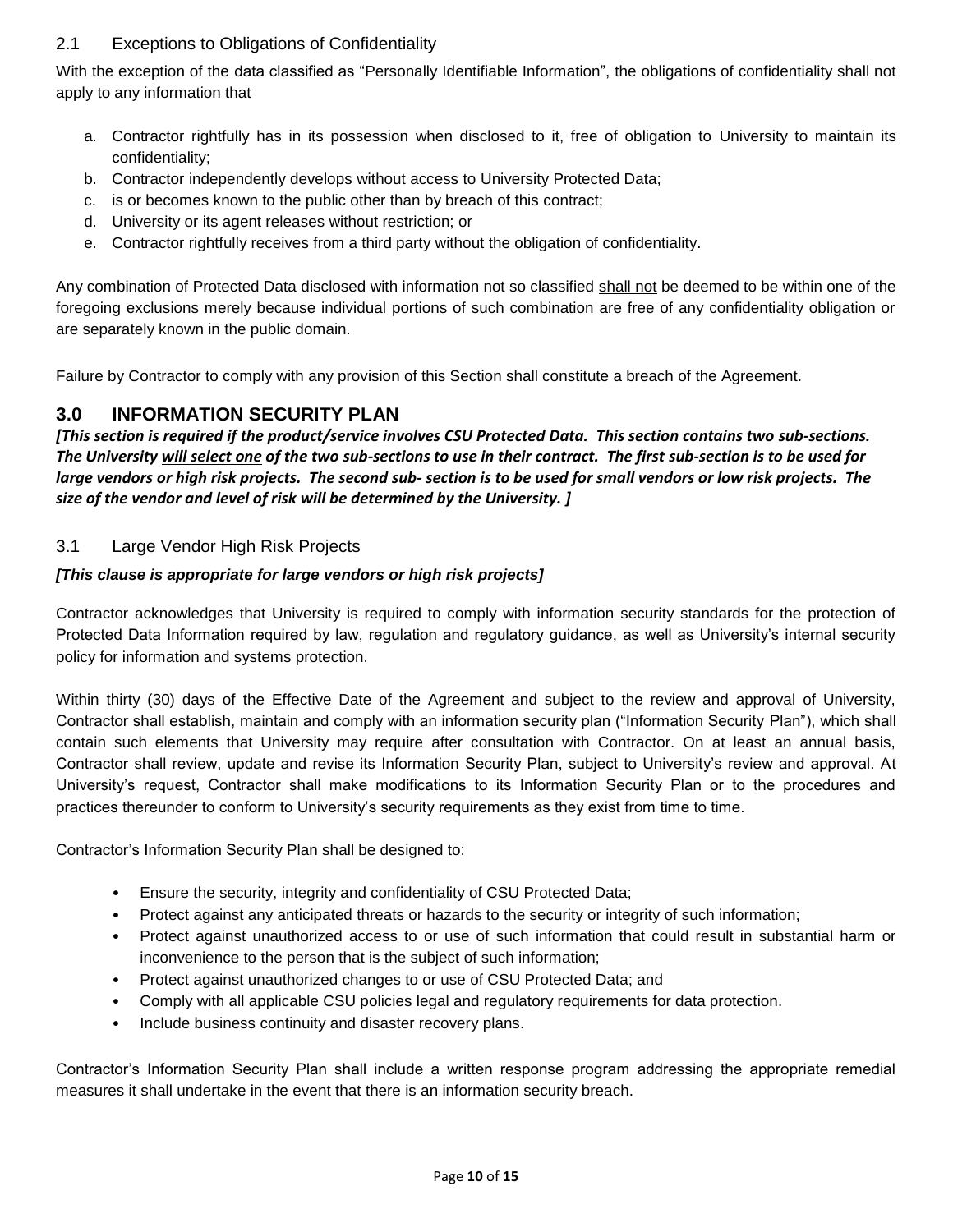### 2.1 Exceptions to Obligations of Confidentiality

With the exception of the data classified as "Personally Identifiable Information", the obligations of confidentiality shall not apply to any information that

a. Contractor rightfully has in its possession when disclosed to it, free of obligation to University to maintain its confidentiality;
b. Contractor independently develops without access to University Protected Data;
c. is or becomes known to the public other than by breach of this contract;
d. University or its agent releases without restriction; or
e. Contractor rightfully receives from a third party without the obligation of confidentiality.

Any combination of Protected Data disclosed with information not so classified <u>shall not</u> be deemed to be within one of the foregoing exclusions merely because individual portions of such combination are free of any confidentiality obligation or are separately known in the public domain.

Failure by Contractor to comply with any provision of this Section shall constitute a breach of the Agreement.

## 3.0 INFORMATION SECURITY PLAN

***[This section is required if the product/service involves CSU Protected Data. This section contains two sub-sections. The University <u>will select one</u> of the two sub-sections to use in their contract. The first sub-section is to be used for large vendors or high risk projects. The second sub- section is to be used for small vendors or low risk projects. The size of the vendor and level of risk will be determined by the University. ]***

### 3.1 Large Vendor High Risk Projects

***[This clause is appropriate for large vendors or high risk projects]***

Contractor acknowledges that University is required to comply with information security standards for the protection of Protected Data Information required by law, regulation and regulatory guidance, as well as University's internal security policy for information and systems protection.

Within thirty (30) days of the Effective Date of the Agreement and subject to the review and approval of University, Contractor shall establish, maintain and comply with an information security plan ("Information Security Plan"), which shall contain such elements that University may require after consultation with Contractor. On at least an annual basis, Contractor shall review, update and revise its Information Security Plan, subject to University's review and approval. At University's request, Contractor shall make modifications to its Information Security Plan or to the procedures and practices thereunder to conform to University's security requirements as they exist from time to time.

Contractor's Information Security Plan shall be designed to:

- Ensure the security, integrity and confidentiality of CSU Protected Data;
- Protect against any anticipated threats or hazards to the security or integrity of such information;
- Protect against unauthorized access to or use of such information that could result in substantial harm or inconvenience to the person that is the subject of such information;
- Protect against unauthorized changes to or use of CSU Protected Data; and
- Comply with all applicable CSU policies legal and regulatory requirements for data protection.
- Include business continuity and disaster recovery plans.

Contractor's Information Security Plan shall include a written response program addressing the appropriate remedial measures it shall undertake in the event that there is an information security breach.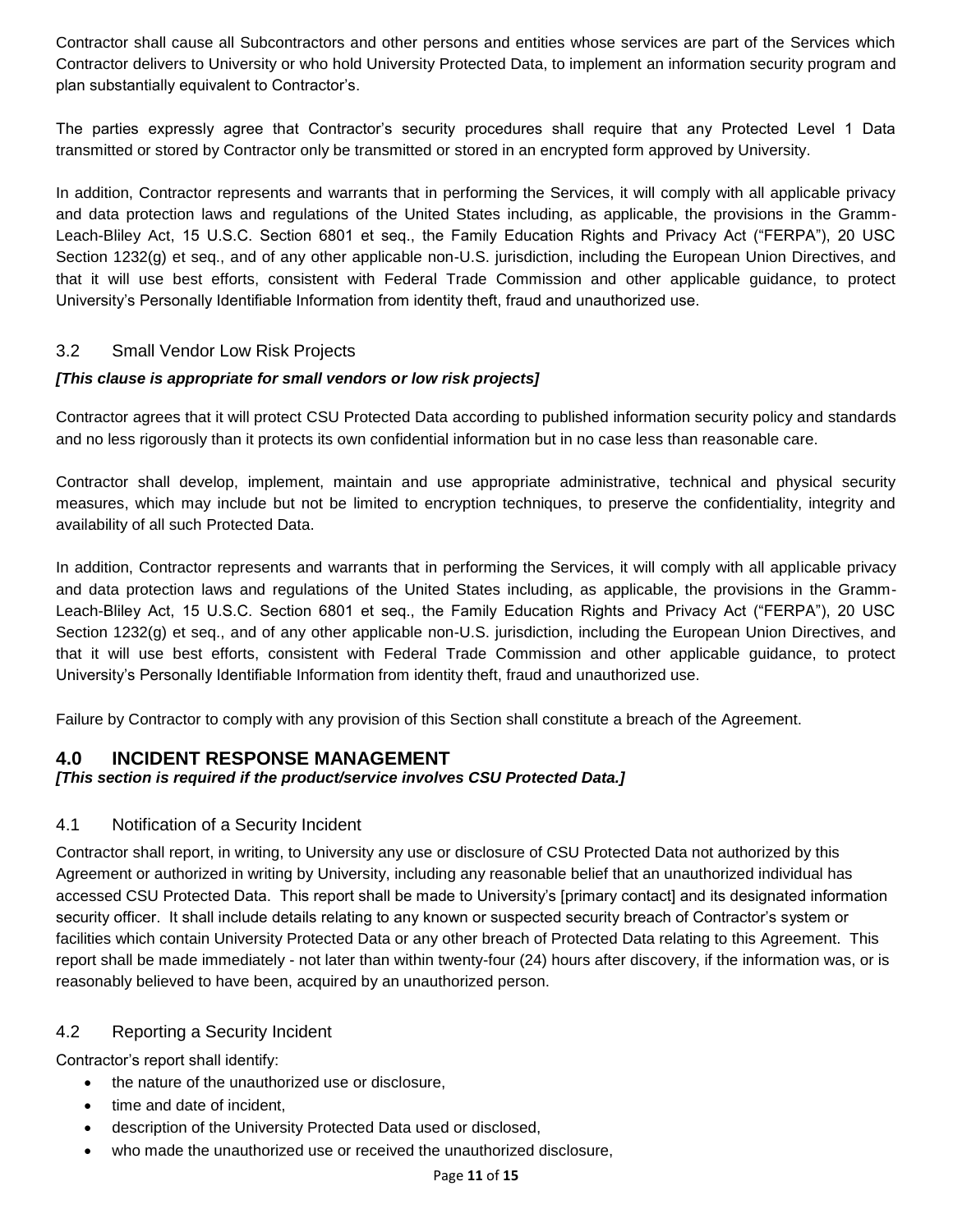Contractor shall cause all Subcontractors and other persons and entities whose services are part of the Services which Contractor delivers to University or who hold University Protected Data, to implement an information security program and plan substantially equivalent to Contractor's.

The parties expressly agree that Contractor's security procedures shall require that any Protected Level 1 Data transmitted or stored by Contractor only be transmitted or stored in an encrypted form approved by University.

In addition, Contractor represents and warrants that in performing the Services, it will comply with all applicable privacy and data protection laws and regulations of the United States including, as applicable, the provisions in the Gramm-Leach-Bliley Act, 15 U.S.C. Section 6801 et seq., the Family Education Rights and Privacy Act ("FERPA"), 20 USC Section 1232(g) et seq., and of any other applicable non-U.S. jurisdiction, including the European Union Directives, and that it will use best efforts, consistent with Federal Trade Commission and other applicable guidance, to protect University's Personally Identifiable Information from identity theft, fraud and unauthorized use.

### 3.2 Small Vendor Low Risk Projects

***[This clause is appropriate for small vendors or low risk projects]***

Contractor agrees that it will protect CSU Protected Data according to published information security policy and standards and no less rigorously than it protects its own confidential information but in no case less than reasonable care.

Contractor shall develop, implement, maintain and use appropriate administrative, technical and physical security measures, which may include but not be limited to encryption techniques, to preserve the confidentiality, integrity and availability of all such Protected Data.

In addition, Contractor represents and warrants that in performing the Services, it will comply with all applicable privacy and data protection laws and regulations of the United States including, as applicable, the provisions in the Gramm-Leach-Bliley Act, 15 U.S.C. Section 6801 et seq., the Family Education Rights and Privacy Act ("FERPA"), 20 USC Section 1232(g) et seq., and of any other applicable non-U.S. jurisdiction, including the European Union Directives, and that it will use best efforts, consistent with Federal Trade Commission and other applicable guidance, to protect University's Personally Identifiable Information from identity theft, fraud and unauthorized use.

Failure by Contractor to comply with any provision of this Section shall constitute a breach of the Agreement.

## 4.0 INCIDENT RESPONSE MANAGEMENT

***[This section is required if the product/service involves CSU Protected Data.]***

### 4.1 Notification of a Security Incident

Contractor shall report, in writing, to University any use or disclosure of CSU Protected Data not authorized by this Agreement or authorized in writing by University, including any reasonable belief that an unauthorized individual has accessed CSU Protected Data. This report shall be made to University's [primary contact] and its designated information security officer. It shall include details relating to any known or suspected security breach of Contractor's system or facilities which contain University Protected Data or any other breach of Protected Data relating to this Agreement. This report shall be made immediately - not later than within twenty-four (24) hours after discovery, if the information was, or is reasonably believed to have been, acquired by an unauthorized person.

### 4.2 Reporting a Security Incident

Contractor's report shall identify:

- the nature of the unauthorized use or disclosure,
- time and date of incident,
- description of the University Protected Data used or disclosed,
- who made the unauthorized use or received the unauthorized disclosure,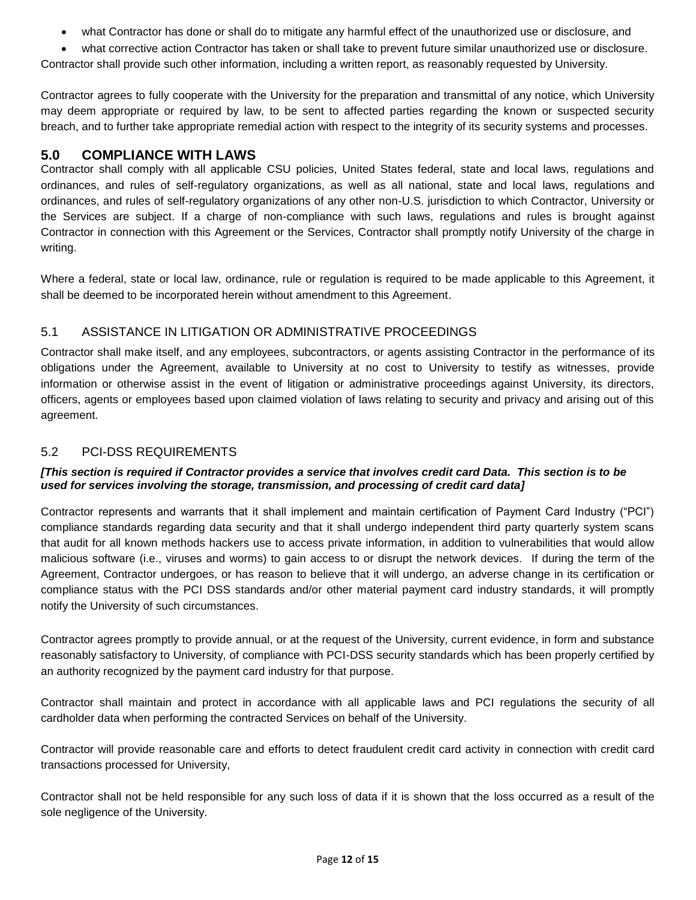- what Contractor has done or shall do to mitigate any harmful effect of the unauthorized use or disclosure, and
- what corrective action Contractor has taken or shall take to prevent future similar unauthorized use or disclosure.

Contractor shall provide such other information, including a written report, as reasonably requested by University.

Contractor agrees to fully cooperate with the University for the preparation and transmittal of any notice, which University may deem appropriate or required by law, to be sent to affected parties regarding the known or suspected security breach, and to further take appropriate remedial action with respect to the integrity of its security systems and processes.

## 5.0 COMPLIANCE WITH LAWS

Contractor shall comply with all applicable CSU policies, United States federal, state and local laws, regulations and ordinances, and rules of self-regulatory organizations, as well as all national, state and local laws, regulations and ordinances, and rules of self-regulatory organizations of any other non-U.S. jurisdiction to which Contractor, University or the Services are subject. If a charge of non-compliance with such laws, regulations and rules is brought against Contractor in connection with this Agreement or the Services, Contractor shall promptly notify University of the charge in writing.

Where a federal, state or local law, ordinance, rule or regulation is required to be made applicable to this Agreement, it shall be deemed to be incorporated herein without amendment to this Agreement.

### 5.1 ASSISTANCE IN LITIGATION OR ADMINISTRATIVE PROCEEDINGS

Contractor shall make itself, and any employees, subcontractors, or agents assisting Contractor in the performance of its obligations under the Agreement, available to University at no cost to University to testify as witnesses, provide information or otherwise assist in the event of litigation or administrative proceedings against University, its directors, officers, agents or employees based upon claimed violation of laws relating to security and privacy and arising out of this agreement.

### 5.2 PCI-DSS REQUIREMENTS

***[This section is required if Contractor provides a service that involves credit card Data. This section is to be used for services involving the storage, transmission, and processing of credit card data]***

Contractor represents and warrants that it shall implement and maintain certification of Payment Card Industry ("PCI") compliance standards regarding data security and that it shall undergo independent third party quarterly system scans that audit for all known methods hackers use to access private information, in addition to vulnerabilities that would allow malicious software (i.e., viruses and worms) to gain access to or disrupt the network devices. If during the term of the Agreement, Contractor undergoes, or has reason to believe that it will undergo, an adverse change in its certification or compliance status with the PCI DSS standards and/or other material payment card industry standards, it will promptly notify the University of such circumstances.

Contractor agrees promptly to provide annual, or at the request of the University, current evidence, in form and substance reasonably satisfactory to University, of compliance with PCI-DSS security standards which has been properly certified by an authority recognized by the payment card industry for that purpose.

Contractor shall maintain and protect in accordance with all applicable laws and PCI regulations the security of all cardholder data when performing the contracted Services on behalf of the University.

Contractor will provide reasonable care and efforts to detect fraudulent credit card activity in connection with credit card transactions processed for University,

Contractor shall not be held responsible for any such loss of data if it is shown that the loss occurred as a result of the sole negligence of the University.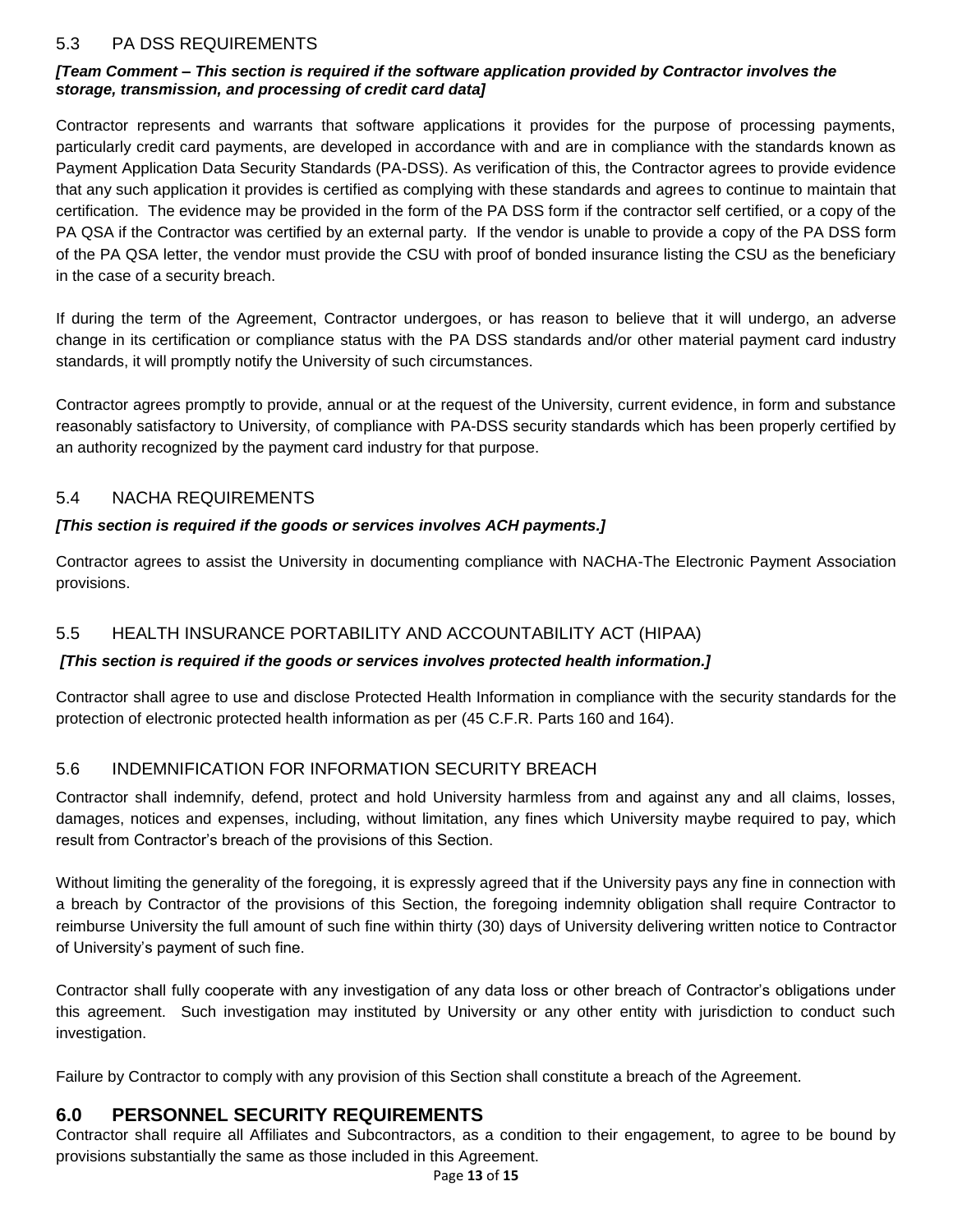## 5.3 PA DSS REQUIREMENTS

***[Team Comment – This section is required if the software application provided by Contractor involves the storage, transmission, and processing of credit card data]***

Contractor represents and warrants that software applications it provides for the purpose of processing payments, particularly credit card payments, are developed in accordance with and are in compliance with the standards known as Payment Application Data Security Standards (PA-DSS). As verification of this, the Contractor agrees to provide evidence that any such application it provides is certified as complying with these standards and agrees to continue to maintain that certification. The evidence may be provided in the form of the PA DSS form if the contractor self certified, or a copy of the PA QSA if the Contractor was certified by an external party. If the vendor is unable to provide a copy of the PA DSS form of the PA QSA letter, the vendor must provide the CSU with proof of bonded insurance listing the CSU as the beneficiary in the case of a security breach.

If during the term of the Agreement, Contractor undergoes, or has reason to believe that it will undergo, an adverse change in its certification or compliance status with the PA DSS standards and/or other material payment card industry standards, it will promptly notify the University of such circumstances.

Contractor agrees promptly to provide, annual or at the request of the University, current evidence, in form and substance reasonably satisfactory to University, of compliance with PA-DSS security standards which has been properly certified by an authority recognized by the payment card industry for that purpose.

## 5.4 NACHA REQUIREMENTS

***[This section is required if the goods or services involves ACH payments.]***

Contractor agrees to assist the University in documenting compliance with NACHA-The Electronic Payment Association provisions.

## 5.5 HEALTH INSURANCE PORTABILITY AND ACCOUNTABILITY ACT (HIPAA)

***[This section is required if the goods or services involves protected health information.]***

Contractor shall agree to use and disclose Protected Health Information in compliance with the security standards for the protection of electronic protected health information as per (45 C.F.R. Parts 160 and 164).

## 5.6 INDEMNIFICATION FOR INFORMATION SECURITY BREACH

Contractor shall indemnify, defend, protect and hold University harmless from and against any and all claims, losses, damages, notices and expenses, including, without limitation, any fines which University maybe required to pay, which result from Contractor's breach of the provisions of this Section.

Without limiting the generality of the foregoing, it is expressly agreed that if the University pays any fine in connection with a breach by Contractor of the provisions of this Section, the foregoing indemnity obligation shall require Contractor to reimburse University the full amount of such fine within thirty (30) days of University delivering written notice to Contractor of University's payment of such fine.

Contractor shall fully cooperate with any investigation of any data loss or other breach of Contractor's obligations under this agreement. Such investigation may instituted by University or any other entity with jurisdiction to conduct such investigation.

Failure by Contractor to comply with any provision of this Section shall constitute a breach of the Agreement.

# 6.0 PERSONNEL SECURITY REQUIREMENTS

Contractor shall require all Affiliates and Subcontractors, as a condition to their engagement, to agree to be bound by provisions substantially the same as those included in this Agreement.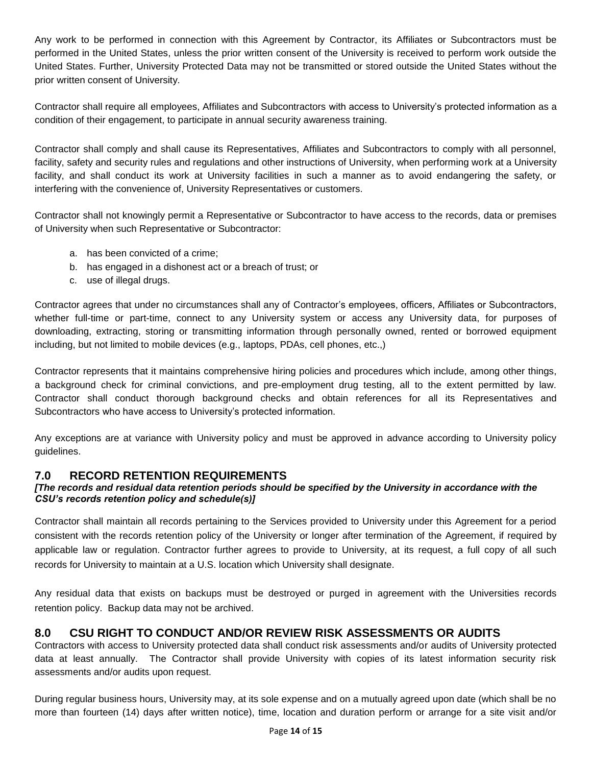Any work to be performed in connection with this Agreement by Contractor, its Affiliates or Subcontractors must be performed in the United States, unless the prior written consent of the University is received to perform work outside the United States. Further, University Protected Data may not be transmitted or stored outside the United States without the prior written consent of University.

Contractor shall require all employees, Affiliates and Subcontractors with access to University's protected information as a condition of their engagement, to participate in annual security awareness training.

Contractor shall comply and shall cause its Representatives, Affiliates and Subcontractors to comply with all personnel, facility, safety and security rules and regulations and other instructions of University, when performing work at a University facility, and shall conduct its work at University facilities in such a manner as to avoid endangering the safety, or interfering with the convenience of, University Representatives or customers.

Contractor shall not knowingly permit a Representative or Subcontractor to have access to the records, data or premises of University when such Representative or Subcontractor:

a. has been convicted of a crime;
b. has engaged in a dishonest act or a breach of trust; or
c. use of illegal drugs.

Contractor agrees that under no circumstances shall any of Contractor's employees, officers, Affiliates or Subcontractors, whether full-time or part-time, connect to any University system or access any University data, for purposes of downloading, extracting, storing or transmitting information through personally owned, rented or borrowed equipment including, but not limited to mobile devices (e.g., laptops, PDAs, cell phones, etc.,)

Contractor represents that it maintains comprehensive hiring policies and procedures which include, among other things, a background check for criminal convictions, and pre-employment drug testing, all to the extent permitted by law. Contractor shall conduct thorough background checks and obtain references for all its Representatives and Subcontractors who have access to University's protected information.

Any exceptions are at variance with University policy and must be approved in advance according to University policy guidelines.

## 7.0 RECORD RETENTION REQUIREMENTS

***[The records and residual data retention periods should be specified by the University in accordance with the CSU's records retention policy and schedule(s)]***

Contractor shall maintain all records pertaining to the Services provided to University under this Agreement for a period consistent with the records retention policy of the University or longer after termination of the Agreement, if required by applicable law or regulation. Contractor further agrees to provide to University, at its request, a full copy of all such records for University to maintain at a U.S. location which University shall designate.

Any residual data that exists on backups must be destroyed or purged in agreement with the Universities records retention policy. Backup data may not be archived.

## 8.0 CSU RIGHT TO CONDUCT AND/OR REVIEW RISK ASSESSMENTS OR AUDITS

Contractors with access to University protected data shall conduct risk assessments and/or audits of University protected data at least annually. The Contractor shall provide University with copies of its latest information security risk assessments and/or audits upon request.

During regular business hours, University may, at its sole expense and on a mutually agreed upon date (which shall be no more than fourteen (14) days after written notice), time, location and duration perform or arrange for a site visit and/or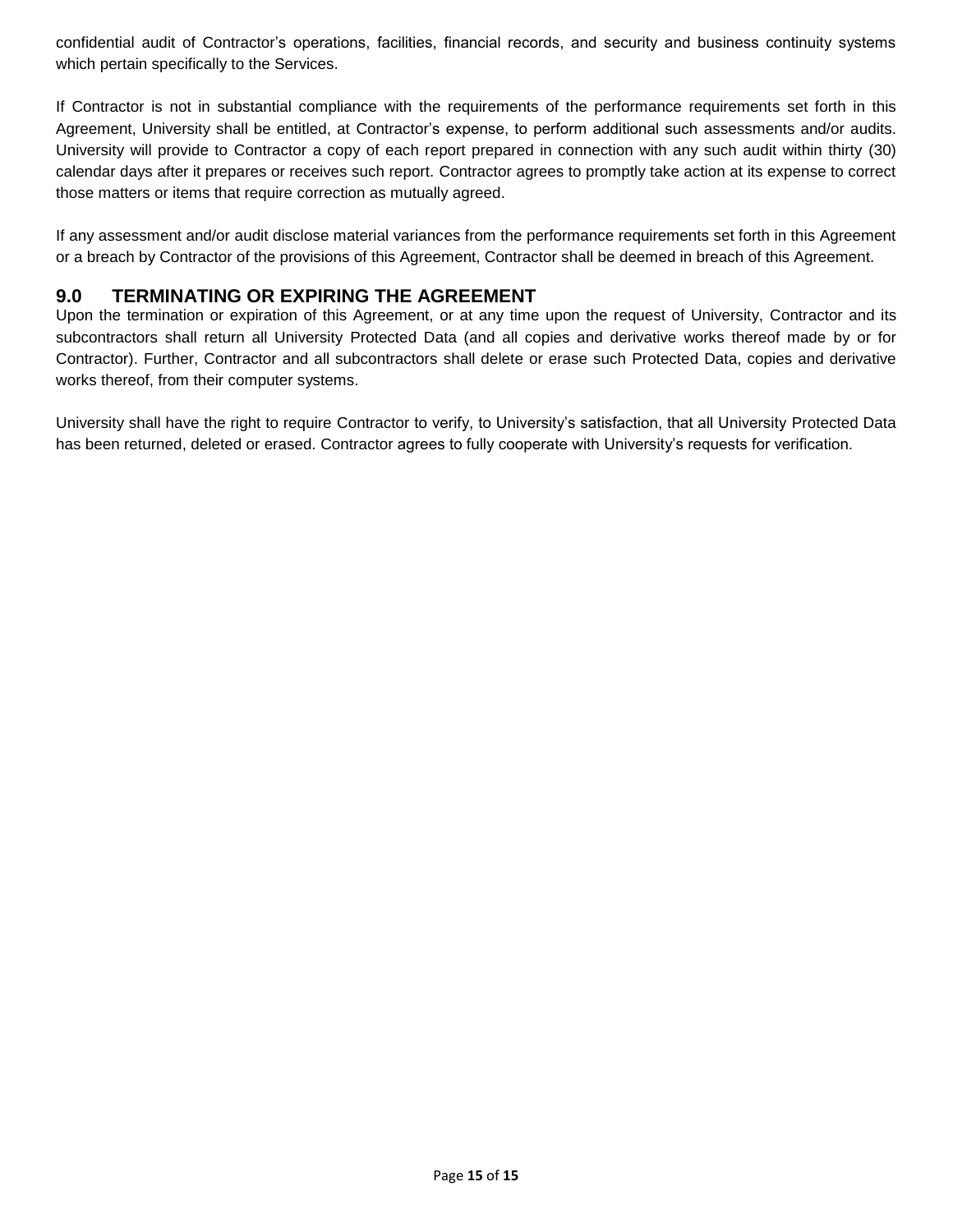confidential audit of Contractor's operations, facilities, financial records, and security and business continuity systems which pertain specifically to the Services.

If Contractor is not in substantial compliance with the requirements of the performance requirements set forth in this Agreement, University shall be entitled, at Contractor's expense, to perform additional such assessments and/or audits. University will provide to Contractor a copy of each report prepared in connection with any such audit within thirty (30) calendar days after it prepares or receives such report. Contractor agrees to promptly take action at its expense to correct those matters or items that require correction as mutually agreed.

If any assessment and/or audit disclose material variances from the performance requirements set forth in this Agreement or a breach by Contractor of the provisions of this Agreement, Contractor shall be deemed in breach of this Agreement.

## 9.0 TERMINATING OR EXPIRING THE AGREEMENT

Upon the termination or expiration of this Agreement, or at any time upon the request of University, Contractor and its subcontractors shall return all University Protected Data (and all copies and derivative works thereof made by or for Contractor). Further, Contractor and all subcontractors shall delete or erase such Protected Data, copies and derivative works thereof, from their computer systems.

University shall have the right to require Contractor to verify, to University's satisfaction, that all University Protected Data has been returned, deleted or erased. Contractor agrees to fully cooperate with University's requests for verification.